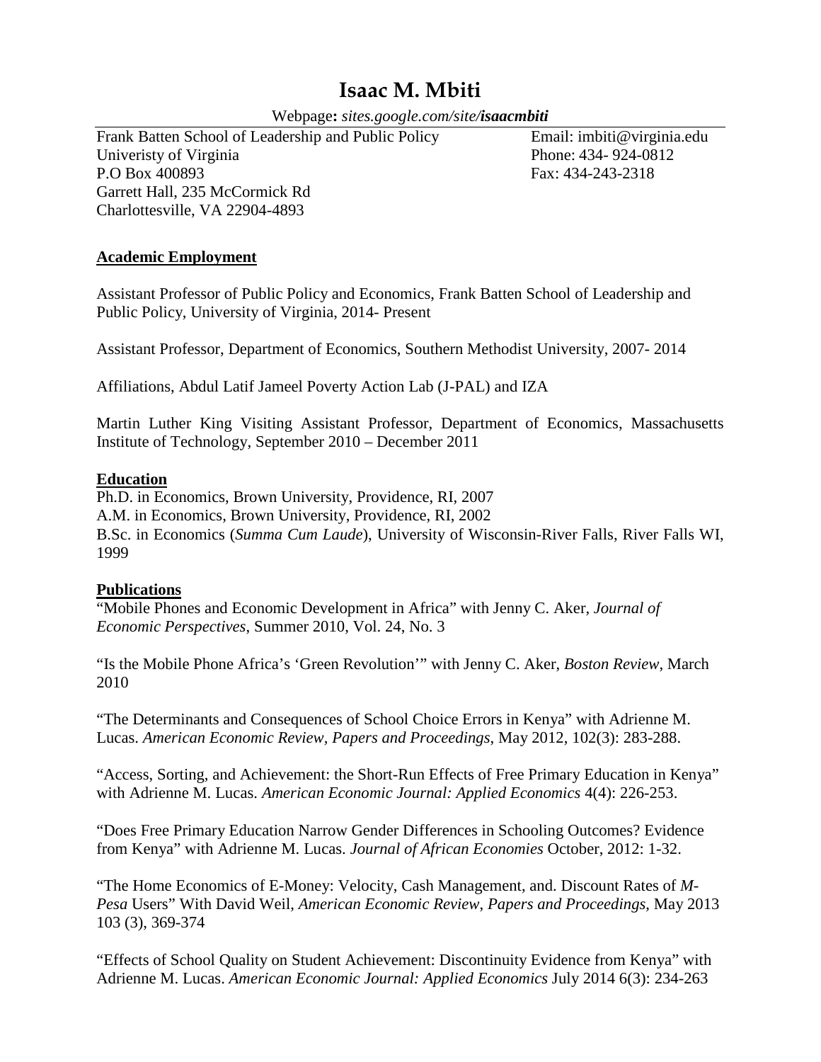# Isaac M. Mbiti

Webpage**:** *sites.google.com/site/**isaacmbiti***

Frank Batten School of Leadership and Public Policy
Univeristy of Virginia
P.O Box 400893
Garrett Hall, 235 McCormick Rd
Charlottesville, VA 22904-4893

Email: imbiti@virginia.edu
Phone: 434- 924-0812
Fax: 434-243-2318

## Academic Employment

Assistant Professor of Public Policy and Economics, Frank Batten School of Leadership and Public Policy, University of Virginia, 2014- Present

Assistant Professor, Department of Economics, Southern Methodist University, 2007- 2014

Affiliations, Abdul Latif Jameel Poverty Action Lab (J-PAL) and IZA

Martin Luther King Visiting Assistant Professor, Department of Economics, Massachusetts Institute of Technology, September 2010 – December 2011

## Education

Ph.D. in Economics, Brown University, Providence, RI, 2007
A.M. in Economics, Brown University, Providence, RI, 2002
B.Sc. in Economics (*Summa Cum Laude*), University of Wisconsin-River Falls, River Falls WI, 1999

## Publications

"Mobile Phones and Economic Development in Africa" with Jenny C. Aker, *Journal of Economic Perspectives*, Summer 2010, Vol. 24, No. 3

"Is the Mobile Phone Africa's 'Green Revolution'" with Jenny C. Aker, *Boston Review*, March 2010

"The Determinants and Consequences of School Choice Errors in Kenya" with Adrienne M. Lucas. *American Economic Review, Papers and Proceedings*, May 2012, 102(3): 283-288.

"Access, Sorting, and Achievement: the Short-Run Effects of Free Primary Education in Kenya" with Adrienne M. Lucas. *American Economic Journal: Applied Economics* 4(4): 226-253.

"Does Free Primary Education Narrow Gender Differences in Schooling Outcomes? Evidence from Kenya" with Adrienne M. Lucas. *Journal of African Economies* October, 2012: 1-32.

"The Home Economics of E-Money: Velocity, Cash Management, and. Discount Rates of *M-Pesa* Users" With David Weil, *American Economic Review*, *Papers and Proceedings*, May 2013 103 (3), 369-374

"Effects of School Quality on Student Achievement: Discontinuity Evidence from Kenya" with Adrienne M. Lucas. *American Economic Journal: Applied Economics* July 2014 6(3): 234-263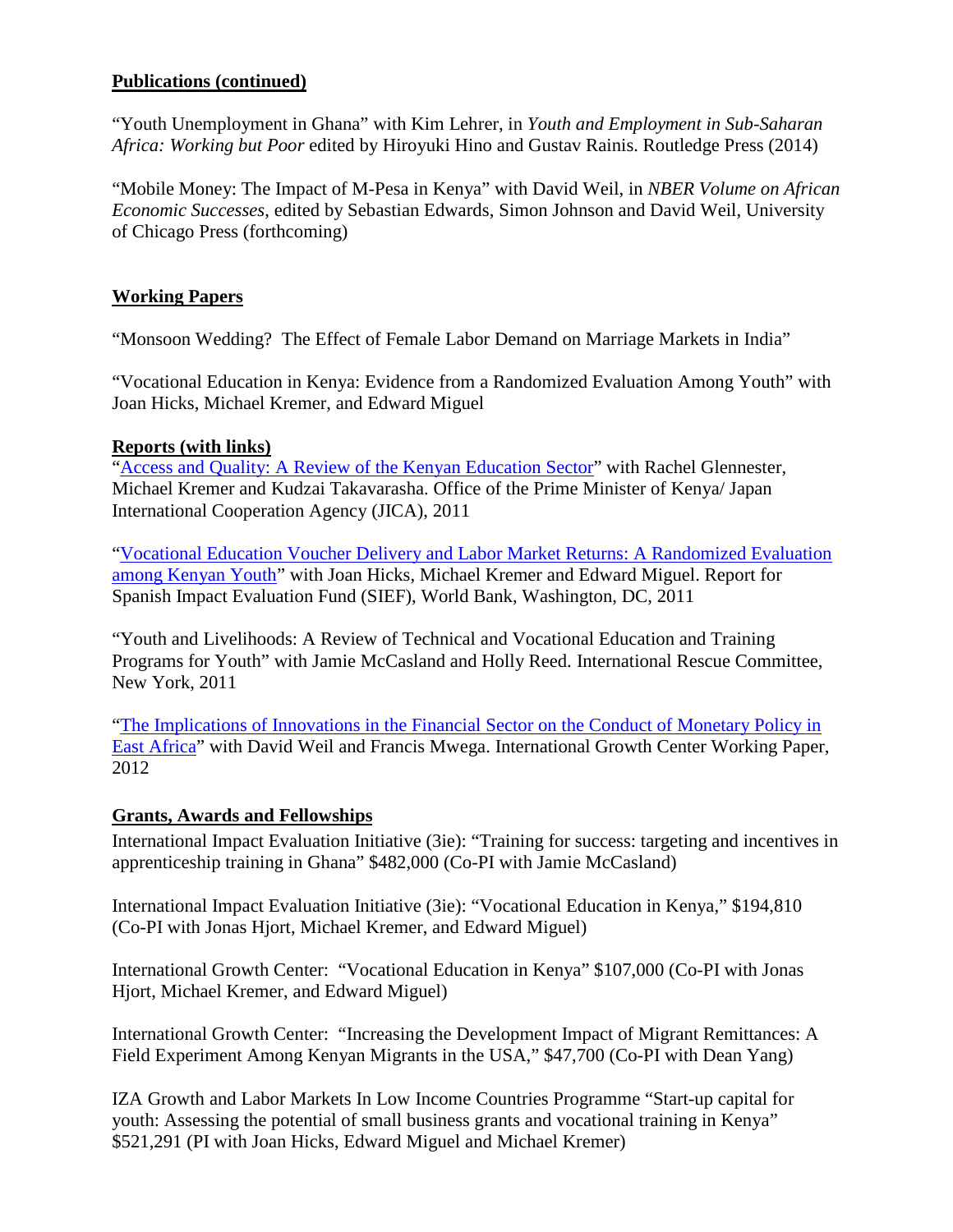## Publications (continued)

"Youth Unemployment in Ghana" with Kim Lehrer, in *Youth and Employment in Sub-Saharan Africa: Working but Poor* edited by Hiroyuki Hino and Gustav Rainis. Routledge Press (2014)

"Mobile Money: The Impact of M-Pesa in Kenya" with David Weil, in *NBER Volume on African Economic Successes*, edited by Sebastian Edwards, Simon Johnson and David Weil, University of Chicago Press (forthcoming)

## Working Papers

"Monsoon Wedding? The Effect of Female Labor Demand on Marriage Markets in India"

"Vocational Education in Kenya: Evidence from a Randomized Evaluation Among Youth" with Joan Hicks, Michael Kremer, and Edward Miguel

## Reports (with links)

"Access and Quality: A Review of the Kenyan Education Sector" with Rachel Glennester, Michael Kremer and Kudzai Takavarasha. Office of the Prime Minister of Kenya/ Japan International Cooperation Agency (JICA), 2011

"Vocational Education Voucher Delivery and Labor Market Returns: A Randomized Evaluation among Kenyan Youth" with Joan Hicks, Michael Kremer and Edward Miguel. Report for Spanish Impact Evaluation Fund (SIEF), World Bank, Washington, DC, 2011

"Youth and Livelihoods: A Review of Technical and Vocational Education and Training Programs for Youth" with Jamie McCasland and Holly Reed. International Rescue Committee, New York, 2011

"The Implications of Innovations in the Financial Sector on the Conduct of Monetary Policy in East Africa" with David Weil and Francis Mwega. International Growth Center Working Paper, 2012

## Grants, Awards and Fellowships

International Impact Evaluation Initiative (3ie): "Training for success: targeting and incentives in apprenticeship training in Ghana" $482,000 (Co-PI with Jamie McCasland)

International Impact Evaluation Initiative (3ie): "Vocational Education in Kenya," $194,810 (Co-PI with Jonas Hjort, Michael Kremer, and Edward Miguel)

International Growth Center: "Vocational Education in Kenya" $107,000 (Co-PI with Jonas Hjort, Michael Kremer, and Edward Miguel)

International Growth Center: "Increasing the Development Impact of Migrant Remittances: A Field Experiment Among Kenyan Migrants in the USA," $47,700 (Co-PI with Dean Yang)

IZA Growth and Labor Markets In Low Income Countries Programme "Start-up capital for youth: Assessing the potential of small business grants and vocational training in Kenya" $521,291 (PI with Joan Hicks, Edward Miguel and Michael Kremer)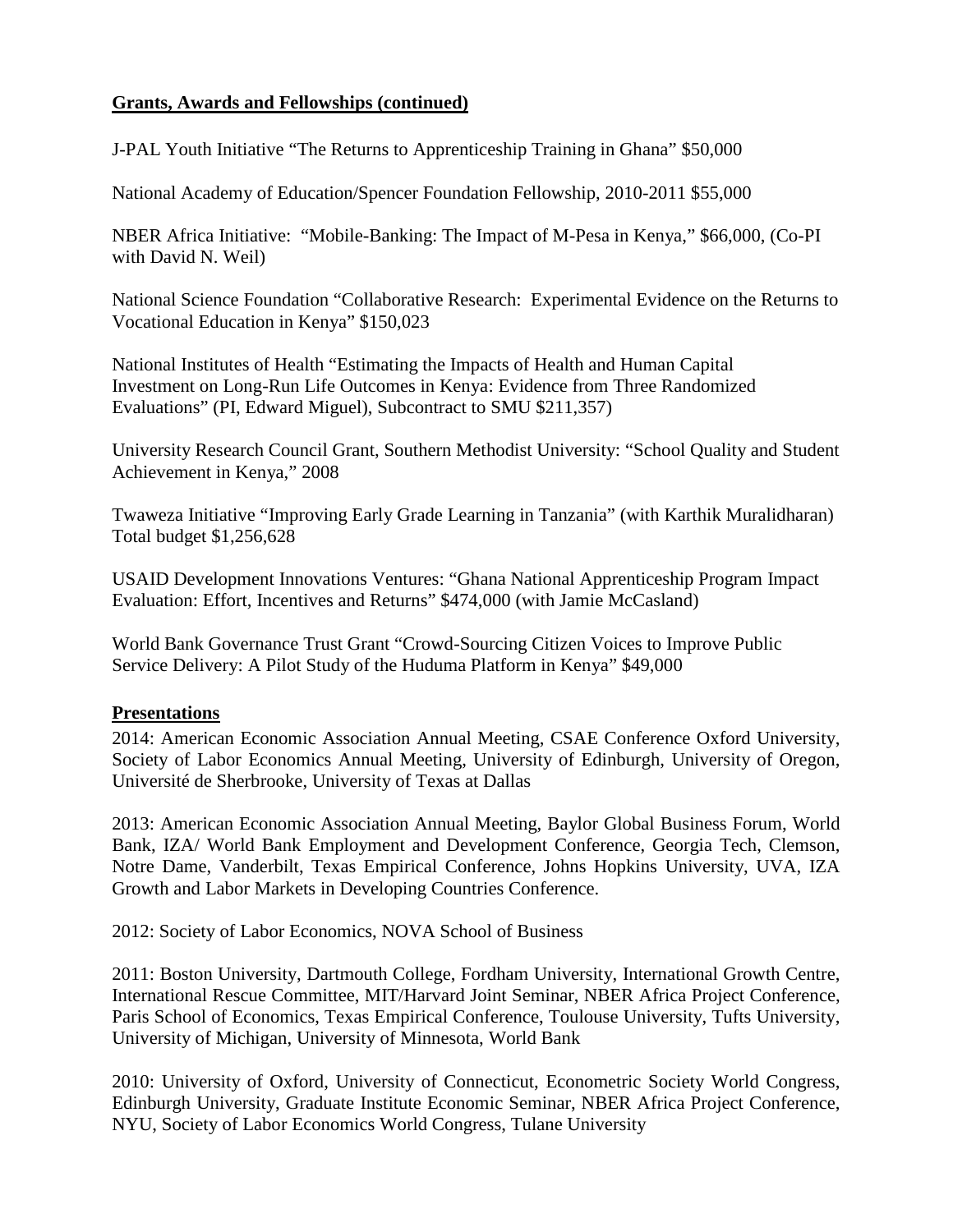## Grants, Awards and Fellowships (continued)

J-PAL Youth Initiative "The Returns to Apprenticeship Training in Ghana" $50,000

National Academy of Education/Spencer Foundation Fellowship, 2010-2011 $55,000

NBER Africa Initiative: "Mobile-Banking: The Impact of M-Pesa in Kenya," $66,000, (Co-PI with David N. Weil)

National Science Foundation "Collaborative Research: Experimental Evidence on the Returns to Vocational Education in Kenya" $150,023

National Institutes of Health "Estimating the Impacts of Health and Human Capital Investment on Long-Run Life Outcomes in Kenya: Evidence from Three Randomized Evaluations" (PI, Edward Miguel), Subcontract to SMU $211,357)

University Research Council Grant, Southern Methodist University: "School Quality and Student Achievement in Kenya," 2008

Twaweza Initiative "Improving Early Grade Learning in Tanzania" (with Karthik Muralidharan) Total budget $1,256,628

USAID Development Innovations Ventures: "Ghana National Apprenticeship Program Impact Evaluation: Effort, Incentives and Returns" $474,000 (with Jamie McCasland)

World Bank Governance Trust Grant "Crowd-Sourcing Citizen Voices to Improve Public Service Delivery: A Pilot Study of the Huduma Platform in Kenya" $49,000

## Presentations

2014: American Economic Association Annual Meeting, CSAE Conference Oxford University, Society of Labor Economics Annual Meeting, University of Edinburgh, University of Oregon, Université de Sherbrooke, University of Texas at Dallas

2013: American Economic Association Annual Meeting, Baylor Global Business Forum, World Bank, IZA/ World Bank Employment and Development Conference, Georgia Tech, Clemson, Notre Dame, Vanderbilt, Texas Empirical Conference, Johns Hopkins University, UVA, IZA Growth and Labor Markets in Developing Countries Conference.

2012: Society of Labor Economics, NOVA School of Business

2011: Boston University, Dartmouth College, Fordham University, International Growth Centre, International Rescue Committee, MIT/Harvard Joint Seminar, NBER Africa Project Conference, Paris School of Economics, Texas Empirical Conference, Toulouse University, Tufts University, University of Michigan, University of Minnesota, World Bank

2010: University of Oxford, University of Connecticut, Econometric Society World Congress, Edinburgh University, Graduate Institute Economic Seminar, NBER Africa Project Conference, NYU, Society of Labor Economics World Congress, Tulane University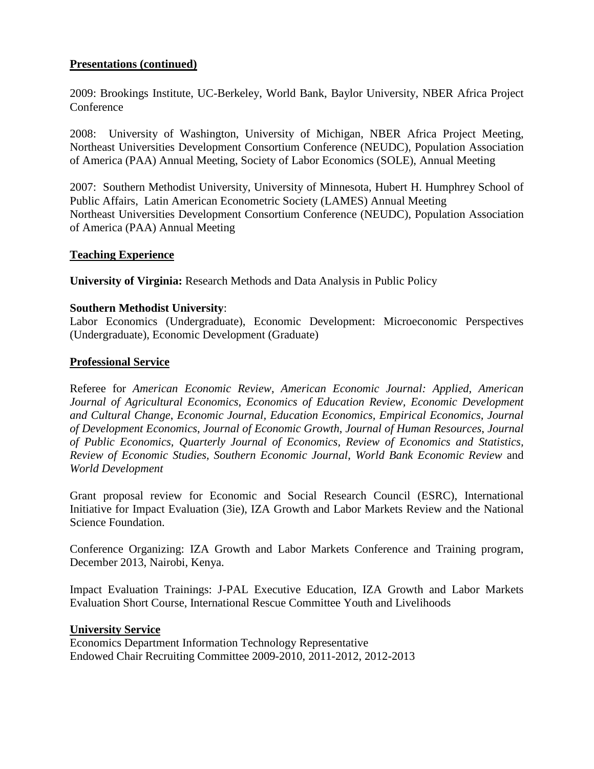**Presentations (continued)**

2009: Brookings Institute, UC-Berkeley, World Bank, Baylor University, NBER Africa Project Conference

2008: University of Washington, University of Michigan, NBER Africa Project Meeting, Northeast Universities Development Consortium Conference (NEUDC), Population Association of America (PAA) Annual Meeting, Society of Labor Economics (SOLE), Annual Meeting

2007: Southern Methodist University, University of Minnesota, Hubert H. Humphrey School of Public Affairs, Latin American Econometric Society (LAMES) Annual Meeting
Northeast Universities Development Consortium Conference (NEUDC), Population Association of America (PAA) Annual Meeting

**Teaching Experience**

**University of Virginia:** Research Methods and Data Analysis in Public Policy

**Southern Methodist University**:
Labor Economics (Undergraduate), Economic Development: Microeconomic Perspectives (Undergraduate), Economic Development (Graduate)

**Professional Service**

Referee for *American Economic Review*, *American Economic Journal: Applied*, *American Journal of Agricultural Economics*, *Economics of Education Review*, *Economic Development and Cultural Change*, *Economic Journal*, *Education Economics*, *Empirical Economics*, *Journal of Development Economics*, *Journal of Economic Growth*, *Journal of Human Resources*, *Journal of Public Economics*, *Quarterly Journal of Economics*, *Review of Economics and Statistics*, *Review of Economic Studies*, *Southern Economic Journal*, *World Bank Economic Review* and *World Development*

Grant proposal review for Economic and Social Research Council (ESRC), International Initiative for Impact Evaluation (3ie), IZA Growth and Labor Markets Review and the National Science Foundation.

Conference Organizing: IZA Growth and Labor Markets Conference and Training program, December 2013, Nairobi, Kenya.

Impact Evaluation Trainings: J-PAL Executive Education, IZA Growth and Labor Markets Evaluation Short Course, International Rescue Committee Youth and Livelihoods

**University Service**
Economics Department Information Technology Representative
Endowed Chair Recruiting Committee 2009-2010, 2011-2012, 2012-2013